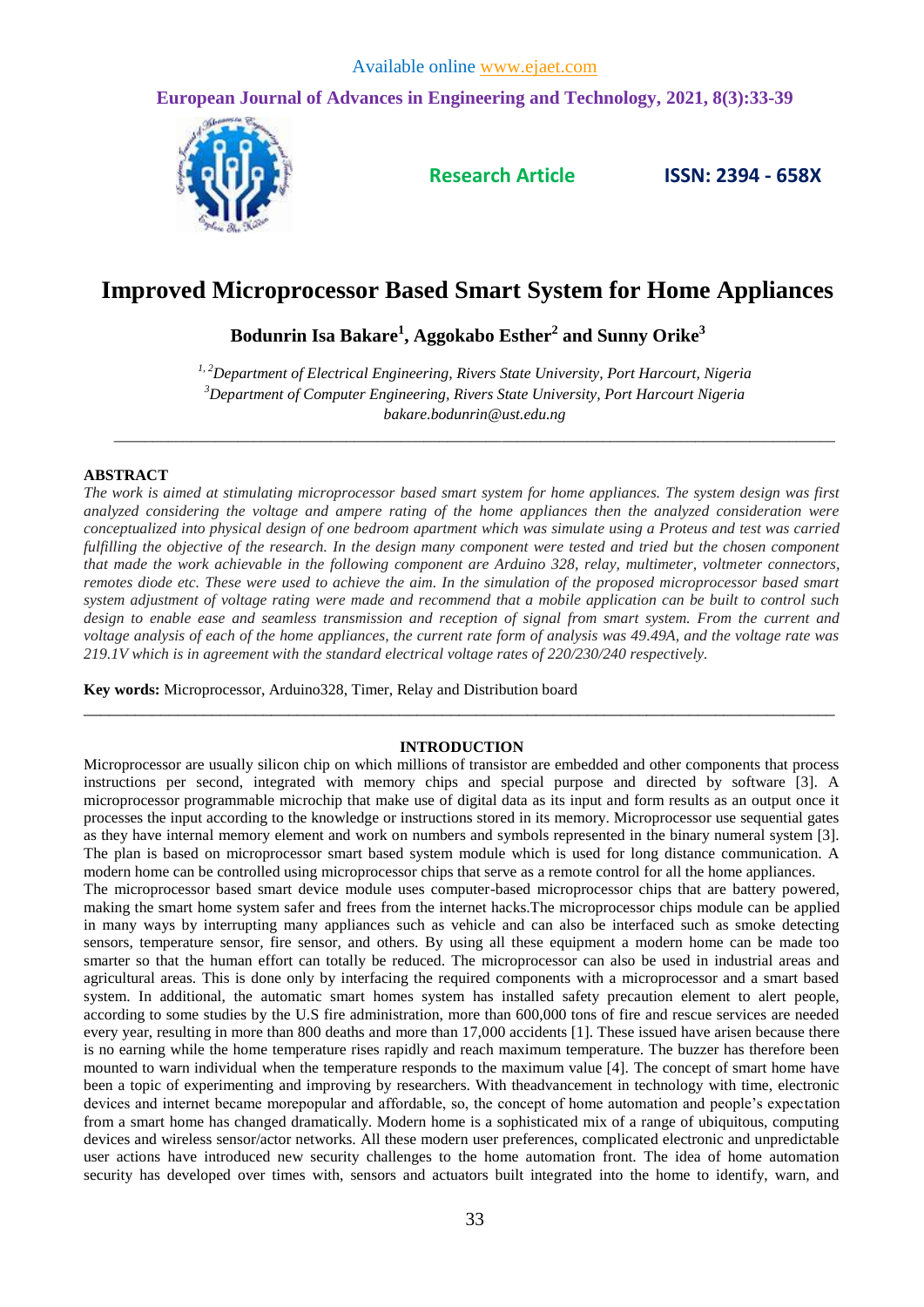Available online www.ejaet.com

European Journal of Advances in Engineering and Technology, 2021, 8(3):33-39

**Research Article** **ISSN: 2394 - 658X**

# Improved Microprocessor Based Smart System for Home Appliances

**Bodunrin Isa Bakare[1], Aggokabo Esther[2] and Sunny Orike[3]**

*[1, 2]Department of Electrical Engineering, Rivers State University, Port Harcourt, Nigeria*
*[3]Department of Computer Engineering, Rivers State University, Port Harcourt Nigeria*
*bakare.bodunrin@ust.edu.ng*

---

## ABSTRACT

*The work is aimed at stimulating microprocessor based smart system for home appliances. The system design was first analyzed considering the voltage and ampere rating of the home appliances then the analyzed consideration were conceptualized into physical design of one bedroom apartment which was simulate using a Proteus and test was carried fulfilling the objective of the research. In the design many component were tested and tried but the chosen component that made the work achievable in the following component are Arduino 328, relay, multimeter, voltmeter connectors, remotes diode etc. These were used to achieve the aim. In the simulation of the proposed microprocessor based smart system adjustment of voltage rating were made and recommend that a mobile application can be built to control such design to enable ease and seamless transmission and reception of signal from smart system. From the current and voltage analysis of each of the home appliances, the current rate form of analysis was 49.49A, and the voltage rate was 219.1V which is in agreement with the standard electrical voltage rates of 220/230/240 respectively.*

**Key words:** Microprocessor, Arduino328, Timer, Relay and Distribution board

---

## INTRODUCTION

Microprocessor are usually silicon chip on which millions of transistor are embedded and other components that process instructions per second, integrated with memory chips and special purpose and directed by software [3]. A microprocessor programmable microchip that make use of digital data as its input and form results as an output once it processes the input according to the knowledge or instructions stored in its memory. Microprocessor use sequential gates as they have internal memory element and work on numbers and symbols represented in the binary numeral system [3]. The plan is based on microprocessor smart based system module which is used for long distance communication. A modern home can be controlled using microprocessor chips that serve as a remote control for all the home appliances.

The microprocessor based smart device module uses computer-based microprocessor chips that are battery powered, making the smart home system safer and frees from the internet hacks.The microprocessor chips module can be applied in many ways by interrupting many appliances such as vehicle and can also be interfaced such as smoke detecting sensors, temperature sensor, fire sensor, and others. By using all these equipment a modern home can be made too smarter so that the human effort can totally be reduced. The microprocessor can also be used in industrial areas and agricultural areas. This is done only by interfacing the required components with a microprocessor and a smart based system. In additional, the automatic smart homes system has installed safety precaution element to alert people, according to some studies by the U.S fire administration, more than 600,000 tons of fire and rescue services are needed every year, resulting in more than 800 deaths and more than 17,000 accidents [1]. These issued have arisen because there is no earning while the home temperature rises rapidly and reach maximum temperature. The buzzer has therefore been mounted to warn individual when the temperature responds to the maximum value [4]. The concept of smart home have been a topic of experimenting and improving by researchers. With theadvancement in technology with time, electronic devices and internet became morepopular and affordable, so, the concept of home automation and people's expectation from a smart home has changed dramatically. Modern home is a sophisticated mix of a range of ubiquitous, computing devices and wireless sensor/actor networks. All these modern user preferences, complicated electronic and unpredictable user actions have introduced new security challenges to the home automation front. The idea of home automation security has developed over times with, sensors and actuators built integrated into the home to identify, warn, and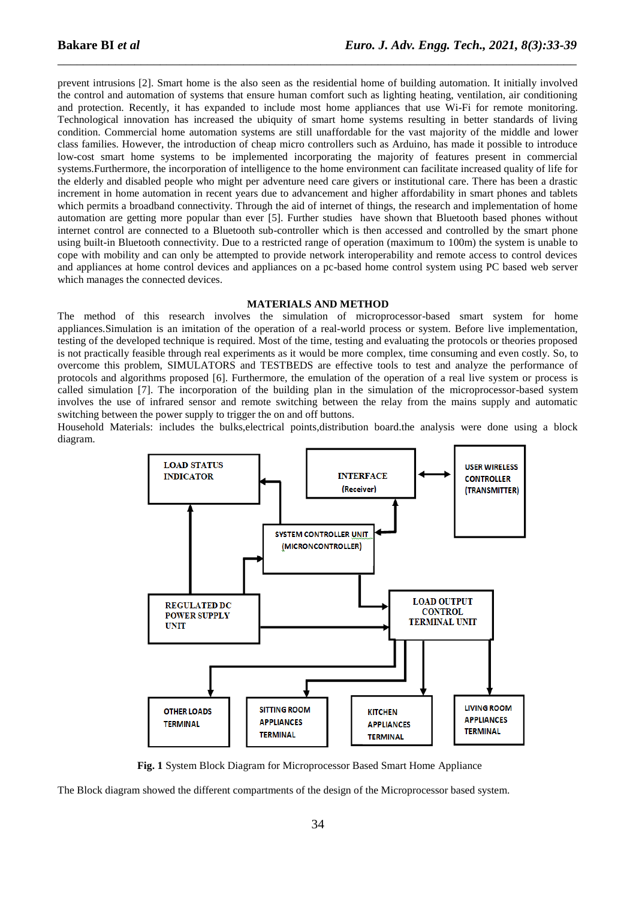prevent intrusions [2]. Smart home is the also seen as the residential home of building automation. It initially involved the control and automation of systems that ensure human comfort such as lighting heating, ventilation, air conditioning and protection. Recently, it has expanded to include most home appliances that use Wi-Fi for remote monitoring. Technological innovation has increased the ubiquity of smart home systems resulting in better standards of living condition. Commercial home automation systems are still unaffordable for the vast majority of the middle and lower class families. However, the introduction of cheap micro controllers such as Arduino, has made it possible to introduce low-cost smart home systems to be implemented incorporating the majority of features present in commercial systems.Furthermore, the incorporation of intelligence to the home environment can facilitate increased quality of life for the elderly and disabled people who might per adventure need care givers or institutional care. There has been a drastic increment in home automation in recent years due to advancement and higher affordability in smart phones and tablets which permits a broadband connectivity. Through the aid of internet of things, the research and implementation of home automation are getting more popular than ever [5]. Further studies have shown that Bluetooth based phones without internet control are connected to a Bluetooth sub-controller which is then accessed and controlled by the smart phone using built-in Bluetooth connectivity. Due to a restricted range of operation (maximum to 100m) the system is unable to cope with mobility and can only be attempted to provide network interoperability and remote access to control devices and appliances at home control devices and appliances on a pc-based home control system using PC based web server which manages the connected devices.

## MATERIALS AND METHOD

The method of this research involves the simulation of microprocessor-based smart system for home appliances.Simulation is an imitation of the operation of a real-world process or system. Before live implementation, testing of the developed technique is required. Most of the time, testing and evaluating the protocols or theories proposed is not practically feasible through real experiments as it would be more complex, time consuming and even costly. So, to overcome this problem, SIMULATORS and TESTBEDS are effective tools to test and analyze the performance of protocols and algorithms proposed [6]. Furthermore, the emulation of the operation of a real live system or process is called simulation [7]. The incorporation of the building plan in the simulation of the microprocessor-based system involves the use of infrared sensor and remote switching between the relay from the mains supply and automatic switching between the power supply to trigger the on and off buttons.

Household Materials: includes the bulks,electrical points,distribution board.the analysis were done using a block diagram.

LOAD STATUS INDICATOR | INTERFACE (Receiver) | USER WIRELESS CONTROLLER (TRANSMITTER) | SYSTEM CONTROLLER UNIT (MICRONCONTROLLER) | REGULATED DC POWER SUPPLY UNIT | LOAD OUTPUT CONTROL TERMINAL UNIT | OTHER LOADS TERMINAL | SITTING ROOM APPLIANCES TERMINAL | KITCHEN APPLIANCES TERMINAL | LIVING ROOM APPLIANCES TERMINAL

**Fig. 1** System Block Diagram for Microprocessor Based Smart Home Appliance

The Block diagram showed the different compartments of the design of the Microprocessor based system.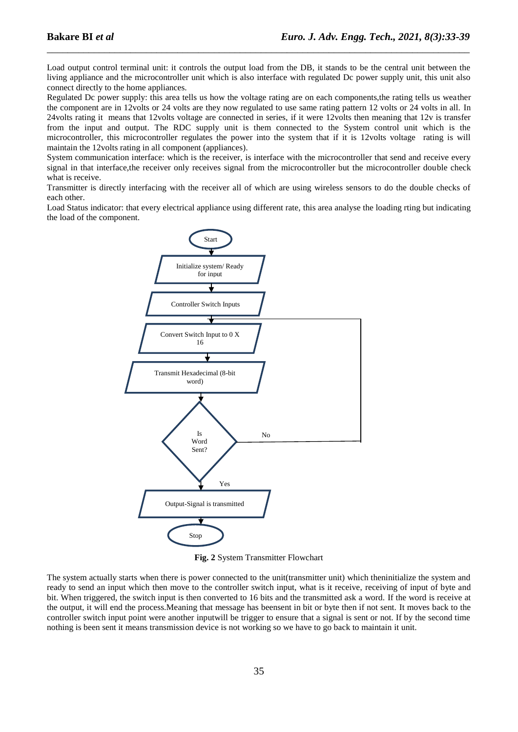Load output control terminal unit: it controls the output load from the DB, it stands to be the central unit between the living appliance and the microcontroller unit which is also interface with regulated Dc power supply unit, this unit also connect directly to the home appliances.

Regulated Dc power supply: this area tells us how the voltage rating are on each components,the rating tells us weather the component are in 12volts or 24 volts are they now regulated to use same rating pattern 12 volts or 24 volts in all. In 24volts rating it means that 12volts voltage are connected in series, if it were 12volts then meaning that 12v is transfer from the input and output. The RDC supply unit is them connected to the System control unit which is the microcontroller, this microcontroller regulates the power into the system that if it is 12volts voltage rating is will maintain the 12volts rating in all component (appliances).

System communication interface: which is the receiver, is interface with the microcontroller that send and receive every signal in that interface,the receiver only receives signal from the microcontroller but the microcontroller double check what is receive.

Transmitter is directly interfacing with the receiver all of which are using wireless sensors to do the double checks of each other.

Load Status indicator: that every electrical appliance using different rate, this area analyse the loading rting but indicating the load of the component.

```
Start
  ↓
Initialize system/ Ready for input
  ↓
Controller Switch Inputs
  ↓
Convert Switch Input to 0 X 16   ←──────────┐
  ↓                                          │
Transmit Hexadecimal (8-bit word)            │
  ↓                                          │
Is Word Sent? ── No ─────────────────────────┘
  ↓ Yes
Output-Signal is transmitted
  ↓
Stop
```

**Fig. 2** System Transmitter Flowchart

The system actually starts when there is power connected to the unit(transmitter unit) which theninitialize the system and ready to send an input which then move to the controller switch input, what is it receive, receiving of input of byte and bit. When triggered, the switch input is then converted to 16 bits and the transmitted ask a word. If the word is receive at the output, it will end the process.Meaning that message has beensent in bit or byte then if not sent. It moves back to the controller switch input point were another inputwill be trigger to ensure that a signal is sent or not. If by the second time nothing is been sent it means transmission device is not working so we have to go back to maintain it unit.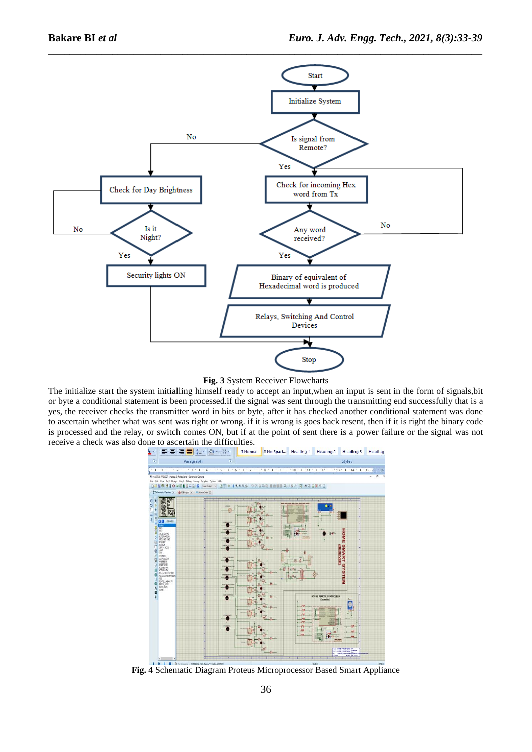**Fig. 3** System Receiver Flowcharts

The initialize start the system initialling himself ready to accept an input,when an input is sent in the form of signals,bit or byte a conditional statement is been processed.if the signal was sent through the transmitting end successfully that is a yes, the receiver checks the transmitter word in bits or byte, after it has checked another conditional statement was done to ascertain whether what was sent was right or wrong. if it is wrong is goes back resent, then if it is right the binary code is processed and the relay, or switch comes ON, but if at the point of sent there is a power failure or the signal was not receive a check was also done to ascertain the difficulties.

**Fig. 4** Schematic Diagram Proteus Microprocessor Based Smart Appliance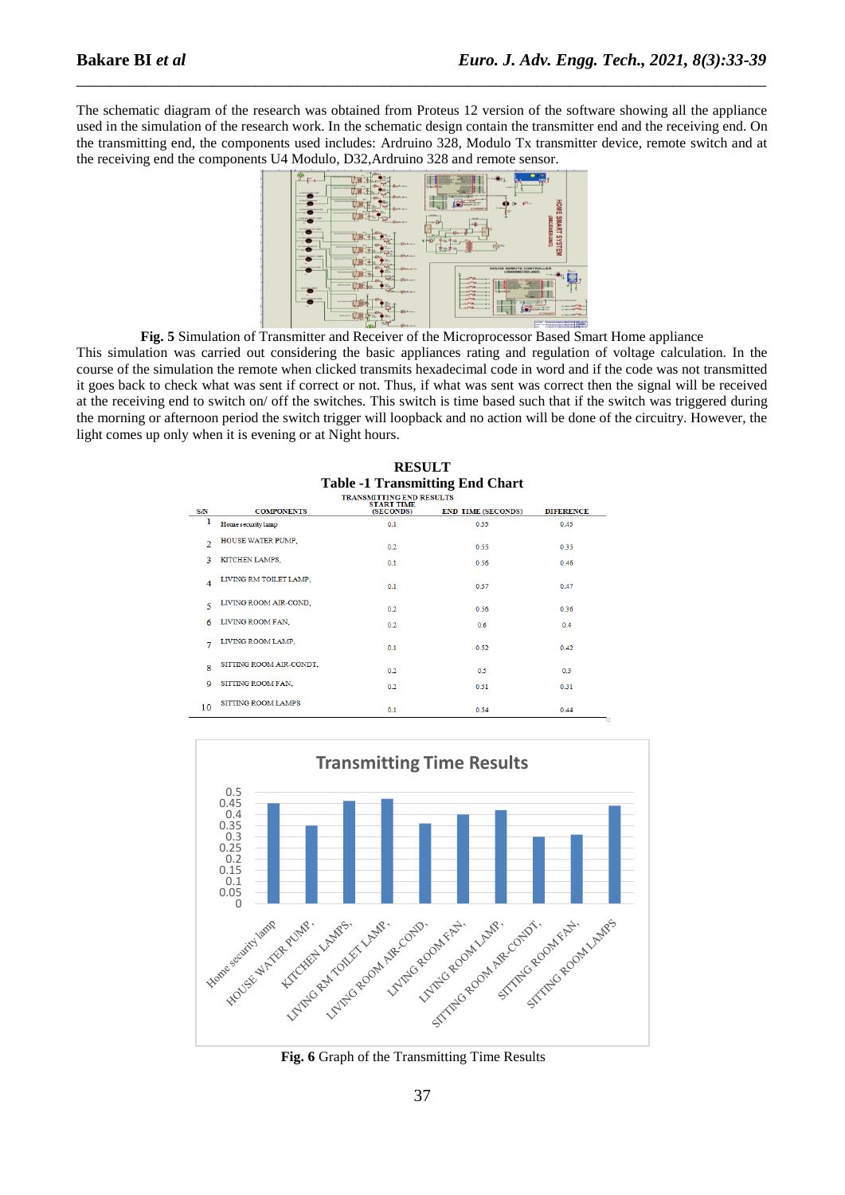The schematic diagram of the research was obtained from Proteus 12 version of the software showing all the appliance used in the simulation of the research work. In the schematic design contain the transmitter end and the receiving end. On the transmitting end, the components used includes: Ardruino 328, Modulo Tx transmitter device, remote switch and at the receiving end the components U4 Modulo, D32,Ardruino 328 and remote sensor.

**Fig. 5** Simulation of Transmitter and Receiver of the Microprocessor Based Smart Home appliance

This simulation was carried out considering the basic appliances rating and regulation of voltage calculation. In the course of the simulation the remote when clicked transmits hexadecimal code in word and if the code was not transmitted it goes back to check what was sent if correct or not. Thus, if what was sent was correct then the signal will be received at the receiving end to switch on/ off the switches. This switch is time based such that if the switch was triggered during the morning or afternoon period the switch trigger will loopback and no action will be done of the circuitry. However, the light comes up only when it is evening or at Night hours.

## RESULT

### Table -1 Transmitting End Chart

TRANSMITTING END RESULTS

| S/N | COMPONENTS | START TIME (SECONDS) | END TIME (SECONDS) | DIFERENCE |
|---|---|---|---|---|
| 1 | Home security lamp | 0.1 | 0.55 | 0.45 |
| 2 | HOUSE WATER PUMP, | 0.2 | 0.55 | 0.35 |
| 3 | KITCHEN LAMPS, | 0.1 | 0.56 | 0.46 |
| 4 | LIVING RM TOILET LAMP, | 0.1 | 0.57 | 0.47 |
| 5 | LIVING ROOM AIR-COND, | 0.2 | 0.56 | 0.36 |
| 6 | LIVING ROOM FAN, | 0.2 | 0.6 | 0.4 |
| 7 | LIVING ROOM LAMP, | 0.1 | 0.52 | 0.42 |
| 8 | SITTING ROOM AIR-CONDT, | 0.2 | 0.5 | 0.3 |
| 9 | SITTING ROOM FAN, | 0.2 | 0.51 | 0.31 |
| 10 | SITTING ROOM LAMPS | 0.1 | 0.54 | 0.44 |

**Fig. 6** Graph of the Transmitting Time Results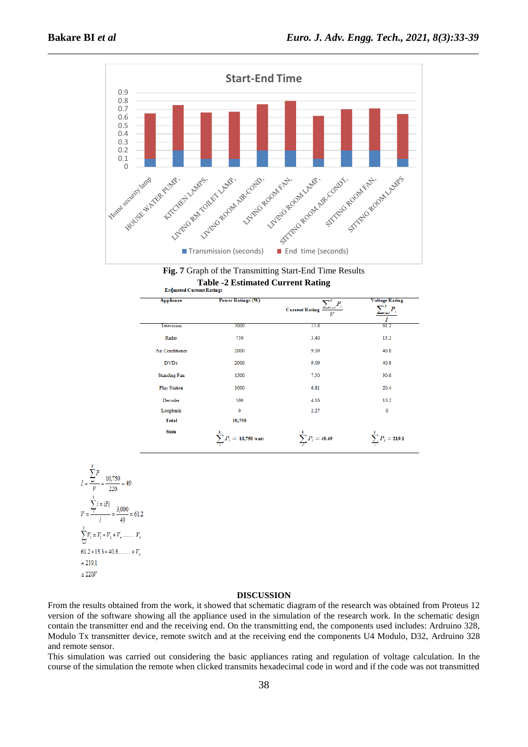Fig. 7 Graph of the Transmitting Start-End Time Results

**Table -2 Estimated Current Rating**

Estimated Current Ratings

| Appliance | Power Ratings (W) | Current Rating $\frac{\sum_{i=1}^{k} P_i}{V}$ | Voltage Rating $\frac{\sum_{i=1}^{k} P_i}{I}$ |
|---|---|---|---|
| Television | 3000 | 13.6 | 61.2 |
| Radio | 750 | 3.40 | 15.3 |
| Air Conditioner | 2000 | 9.09 | 40.8 |
| DVDs | 2000 | 9.09 | 40.8 |
| Standing Fan | 1500 | 7.50 | 30.6 |
| Play Station | 1000 | 6.81 | 20.4 |
| Decoder | 500 | 4.16 | 10.2 |
| Loopback | 0 | 2.27 | 0 |
| **Total** | **10,750** | | |
| **Sum** | $\sum_{i}^{k} P_i$ = **10,750 watt** | $\sum_{i}^{k} P_i$ = **49.49** | $\sum_{i}^{k} P_i$ = **219.1** |

$$I = \frac{\sum_{i=1}^{k} P}{V} = \frac{10{,}750}{220} = 49$$

$$V = \frac{\sum_{i}^{k} i = iPi}{I} = \frac{3{,}000}{49} = 61.2$$

$$\sum_{i=1}^{k} V_i = V_1 + V_2 + V_+ \ldots\ldots\ldots V_n$$

$$61.2 + 15.3 + 40.8 \ldots\ldots\ldots + V_n$$

$$= 219.1$$

$$\cong 220V$$

## DISCUSSION

From the results obtained from the work, it showed that schematic diagram of the research was obtained from Proteus 12 version of the software showing all the appliance used in the simulation of the research work. In the schematic design contain the transmitter end and the receiving end. On the transmitting end, the components used includes: Ardruino 328, Modulo Tx transmitter device, remote switch and at the receiving end the components U4 Modulo, D32, Ardruino 328 and remote sensor.

This simulation was carried out considering the basic appliances rating and regulation of voltage calculation. In the course of the simulation the remote when clicked transmits hexadecimal code in word and if the code was not transmitted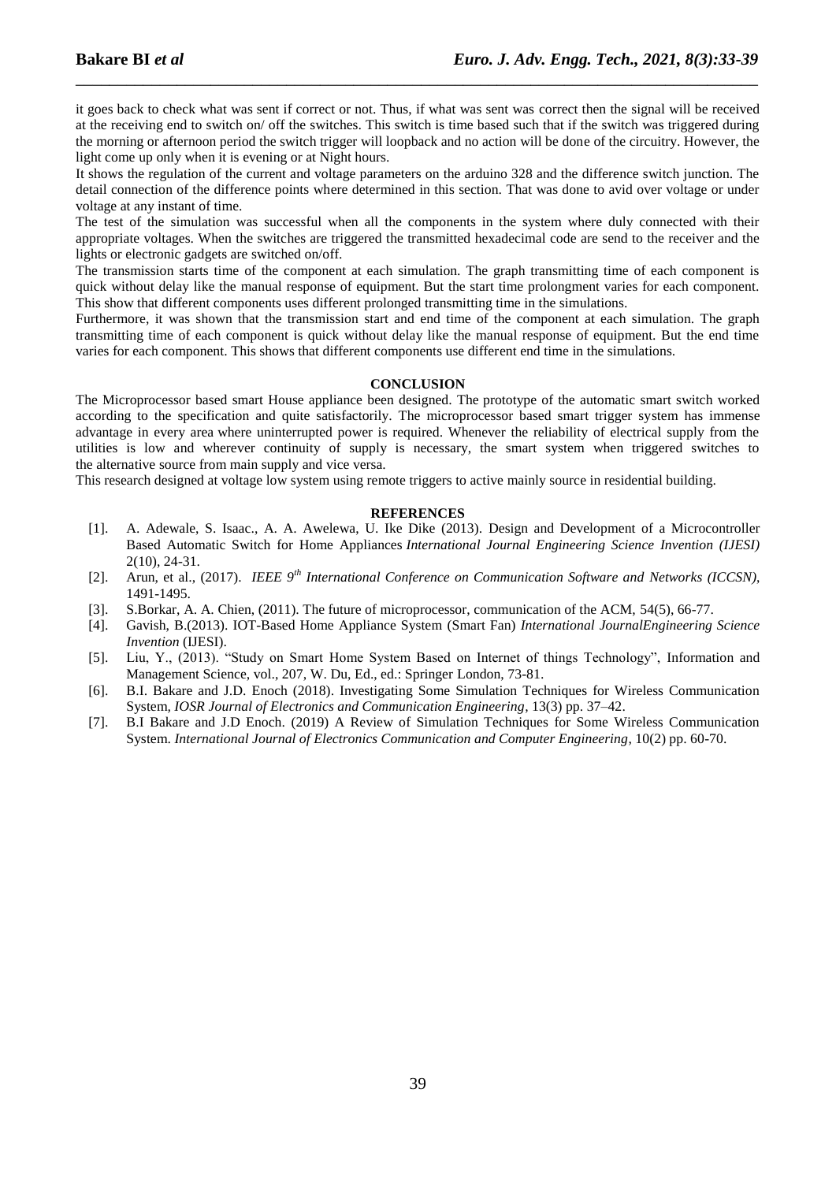it goes back to check what was sent if correct or not. Thus, if what was sent was correct then the signal will be received at the receiving end to switch on/ off the switches. This switch is time based such that if the switch was triggered during the morning or afternoon period the switch trigger will loopback and no action will be done of the circuitry. However, the light come up only when it is evening or at Night hours.

It shows the regulation of the current and voltage parameters on the arduino 328 and the difference switch junction. The detail connection of the difference points where determined in this section. That was done to avid over voltage or under voltage at any instant of time.

The test of the simulation was successful when all the components in the system where duly connected with their appropriate voltages. When the switches are triggered the transmitted hexadecimal code are send to the receiver and the lights or electronic gadgets are switched on/off.

The transmission starts time of the component at each simulation. The graph transmitting time of each component is quick without delay like the manual response of equipment. But the start time prolongment varies for each component. This show that different components uses different prolonged transmitting time in the simulations.

Furthermore, it was shown that the transmission start and end time of the component at each simulation. The graph transmitting time of each component is quick without delay like the manual response of equipment. But the end time varies for each component. This shows that different components use different end time in the simulations.

## CONCLUSION

The Microprocessor based smart House appliance been designed. The prototype of the automatic smart switch worked according to the specification and quite satisfactorily. The microprocessor based smart trigger system has immense advantage in every area where uninterrupted power is required. Whenever the reliability of electrical supply from the utilities is low and wherever continuity of supply is necessary, the smart system when triggered switches to the alternative source from main supply and vice versa.

This research designed at voltage low system using remote triggers to active mainly source in residential building.

## REFERENCES

[1]. A. Adewale, S. Isaac., A. A. Awelewa, U. Ike Dike (2013). Design and Development of a Microcontroller Based Automatic Switch for Home Appliances *International Journal Engineering Science Invention (IJESI)* 2(10), 24-31.

[2]. Arun, et al., (2017). *IEEE 9th International Conference on Communication Software and Networks (ICCSN)*, 1491-1495.

[3]. S.Borkar, A. A. Chien, (2011). The future of microprocessor, communication of the ACM, 54(5), 66-77.

[4]. Gavish, B.(2013). IOT-Based Home Appliance System (Smart Fan) *International JournalEngineering Science Invention* (IJESI).

[5]. Liu, Y., (2013). "Study on Smart Home System Based on Internet of things Technology", Information and Management Science, vol., 207, W. Du, Ed., ed.: Springer London, 73-81.

[6]. B.I. Bakare and J.D. Enoch (2018). Investigating Some Simulation Techniques for Wireless Communication System, *IOSR Journal of Electronics and Communication Engineering*, 13(3) pp. 37–42.

[7]. B.I Bakare and J.D Enoch. (2019) A Review of Simulation Techniques for Some Wireless Communication System. *International Journal of Electronics Communication and Computer Engineering*, 10(2) pp. 60-70.